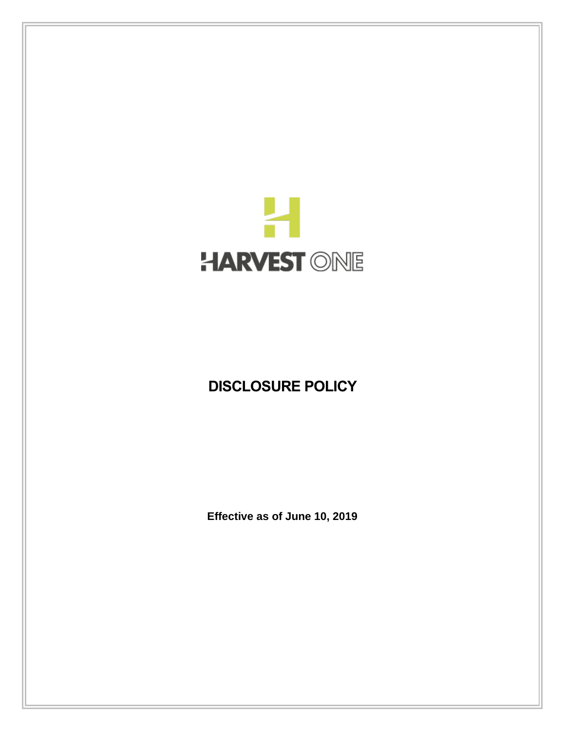HARVEST ONE

# DISCLOSURE POLICY

**Effective as of June 10, 2019**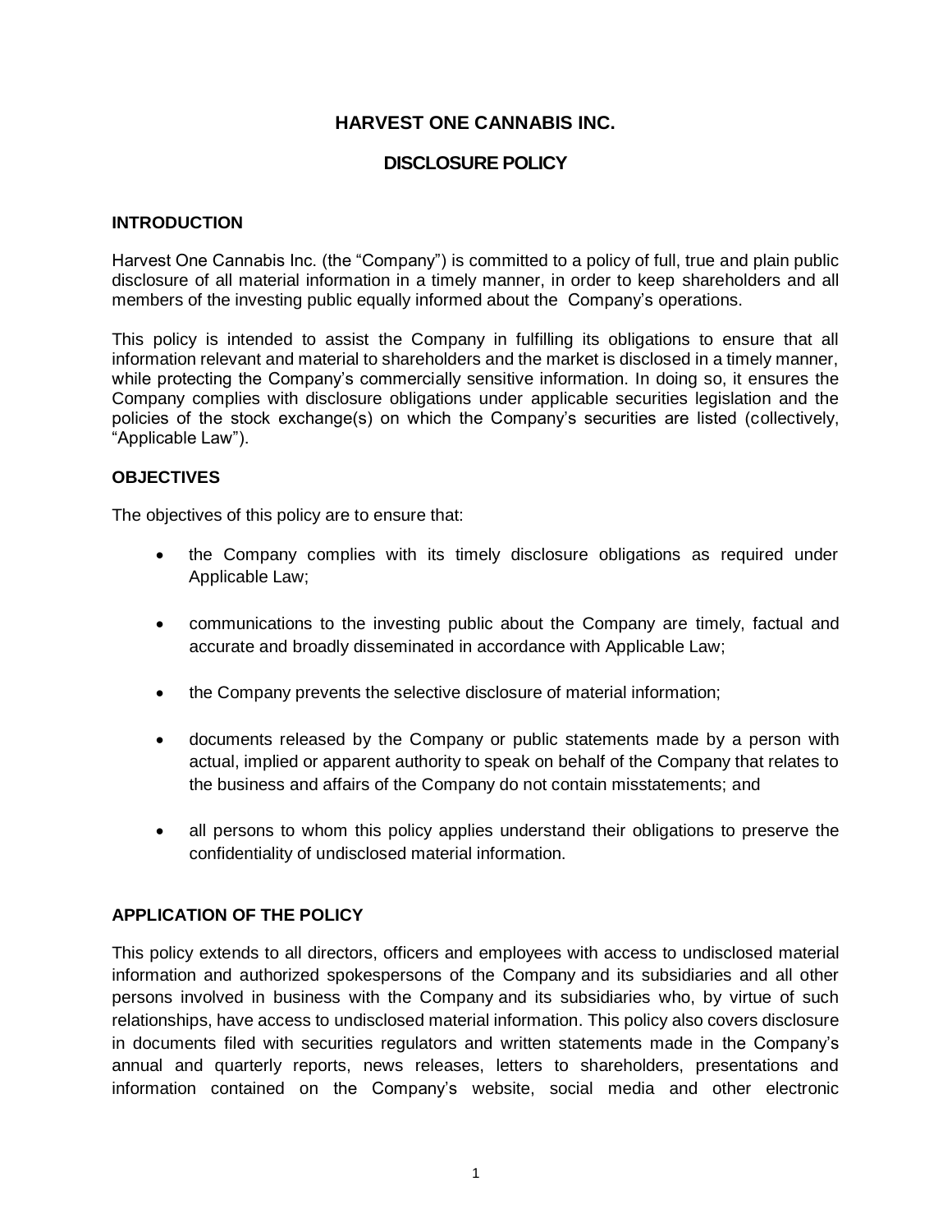# HARVEST ONE CANNABIS INC.

## DISCLOSURE POLICY

### INTRODUCTION

Harvest One Cannabis Inc. (the "Company") is committed to a policy of full, true and plain public disclosure of all material information in a timely manner, in order to keep shareholders and all members of the investing public equally informed about the Company's operations.

This policy is intended to assist the Company in fulfilling its obligations to ensure that all information relevant and material to shareholders and the market is disclosed in a timely manner, while protecting the Company's commercially sensitive information. In doing so, it ensures the Company complies with disclosure obligations under applicable securities legislation and the policies of the stock exchange(s) on which the Company's securities are listed (collectively, "Applicable Law").

### OBJECTIVES

The objectives of this policy are to ensure that:

- the Company complies with its timely disclosure obligations as required under Applicable Law;
- communications to the investing public about the Company are timely, factual and accurate and broadly disseminated in accordance with Applicable Law;
- the Company prevents the selective disclosure of material information;
- documents released by the Company or public statements made by a person with actual, implied or apparent authority to speak on behalf of the Company that relates to the business and affairs of the Company do not contain misstatements; and
- all persons to whom this policy applies understand their obligations to preserve the confidentiality of undisclosed material information.

### APPLICATION OF THE POLICY

This policy extends to all directors, officers and employees with access to undisclosed material information and authorized spokespersons of the Company and its subsidiaries and all other persons involved in business with the Company and its subsidiaries who, by virtue of such relationships, have access to undisclosed material information. This policy also covers disclosure in documents filed with securities regulators and written statements made in the Company's annual and quarterly reports, news releases, letters to shareholders, presentations and information contained on the Company's website, social media and other electronic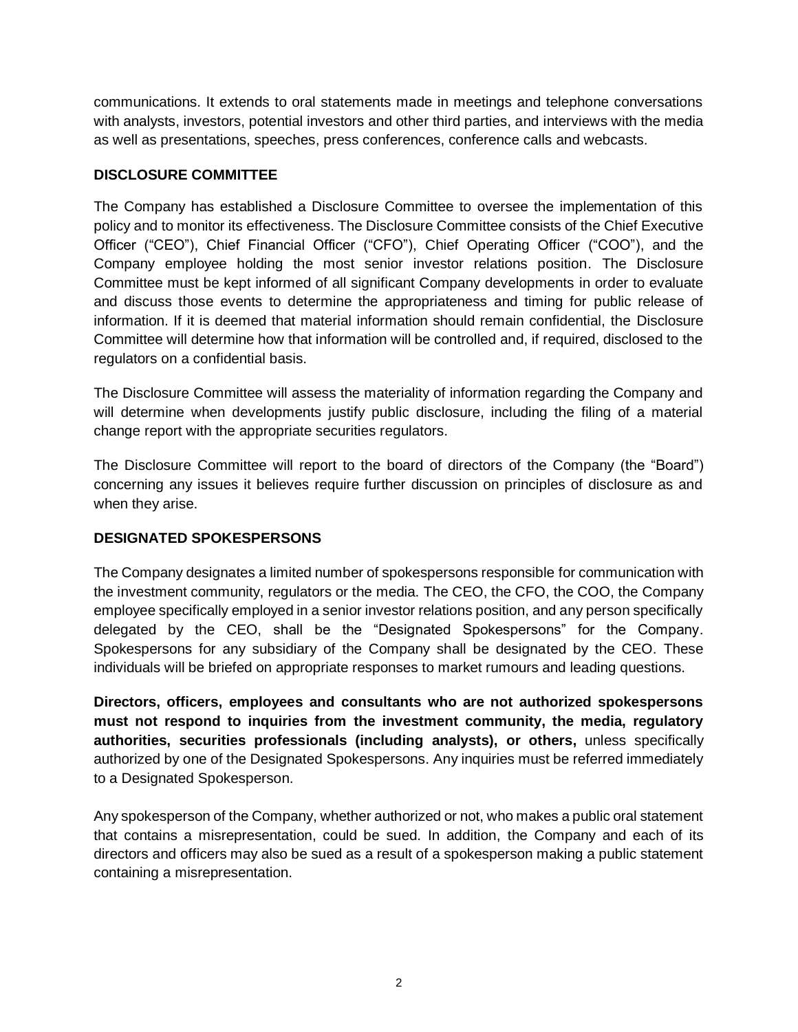communications. It extends to oral statements made in meetings and telephone conversations with analysts, investors, potential investors and other third parties, and interviews with the media as well as presentations, speeches, press conferences, conference calls and webcasts.

## DISCLOSURE COMMITTEE

The Company has established a Disclosure Committee to oversee the implementation of this policy and to monitor its effectiveness. The Disclosure Committee consists of the Chief Executive Officer ("CEO"), Chief Financial Officer ("CFO"), Chief Operating Officer ("COO"), and the Company employee holding the most senior investor relations position. The Disclosure Committee must be kept informed of all significant Company developments in order to evaluate and discuss those events to determine the appropriateness and timing for public release of information. If it is deemed that material information should remain confidential, the Disclosure Committee will determine how that information will be controlled and, if required, disclosed to the regulators on a confidential basis.

The Disclosure Committee will assess the materiality of information regarding the Company and will determine when developments justify public disclosure, including the filing of a material change report with the appropriate securities regulators.

The Disclosure Committee will report to the board of directors of the Company (the "Board") concerning any issues it believes require further discussion on principles of disclosure as and when they arise.

## DESIGNATED SPOKESPERSONS

The Company designates a limited number of spokespersons responsible for communication with the investment community, regulators or the media. The CEO, the CFO, the COO, the Company employee specifically employed in a senior investor relations position, and any person specifically delegated by the CEO, shall be the "Designated Spokespersons" for the Company. Spokespersons for any subsidiary of the Company shall be designated by the CEO. These individuals will be briefed on appropriate responses to market rumours and leading questions.

**Directors, officers, employees and consultants who are not authorized spokespersons must not respond to inquiries from the investment community, the media, regulatory authorities, securities professionals (including analysts), or others,** unless specifically authorized by one of the Designated Spokespersons. Any inquiries must be referred immediately to a Designated Spokesperson.

Any spokesperson of the Company, whether authorized or not, who makes a public oral statement that contains a misrepresentation, could be sued. In addition, the Company and each of its directors and officers may also be sued as a result of a spokesperson making a public statement containing a misrepresentation.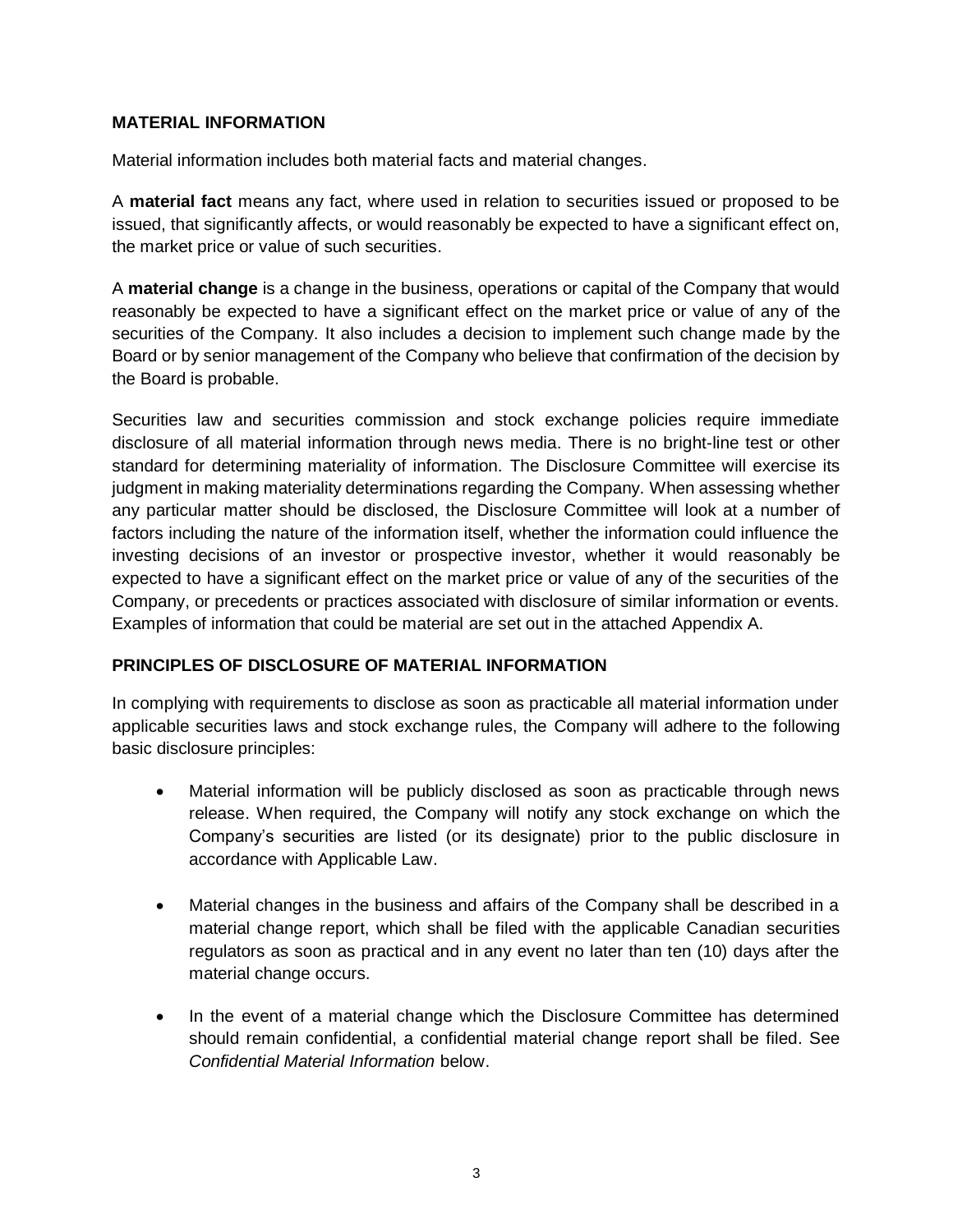## MATERIAL INFORMATION

Material information includes both material facts and material changes.

A **material fact** means any fact, where used in relation to securities issued or proposed to be issued, that significantly affects, or would reasonably be expected to have a significant effect on, the market price or value of such securities.

A **material change** is a change in the business, operations or capital of the Company that would reasonably be expected to have a significant effect on the market price or value of any of the securities of the Company. It also includes a decision to implement such change made by the Board or by senior management of the Company who believe that confirmation of the decision by the Board is probable.

Securities law and securities commission and stock exchange policies require immediate disclosure of all material information through news media. There is no bright-line test or other standard for determining materiality of information. The Disclosure Committee will exercise its judgment in making materiality determinations regarding the Company. When assessing whether any particular matter should be disclosed, the Disclosure Committee will look at a number of factors including the nature of the information itself, whether the information could influence the investing decisions of an investor or prospective investor, whether it would reasonably be expected to have a significant effect on the market price or value of any of the securities of the Company, or precedents or practices associated with disclosure of similar information or events. Examples of information that could be material are set out in the attached Appendix A.

## PRINCIPLES OF DISCLOSURE OF MATERIAL INFORMATION

In complying with requirements to disclose as soon as practicable all material information under applicable securities laws and stock exchange rules, the Company will adhere to the following basic disclosure principles:

- Material information will be publicly disclosed as soon as practicable through news release. When required, the Company will notify any stock exchange on which the Company's securities are listed (or its designate) prior to the public disclosure in accordance with Applicable Law.
- Material changes in the business and affairs of the Company shall be described in a material change report, which shall be filed with the applicable Canadian securities regulators as soon as practical and in any event no later than ten (10) days after the material change occurs.
- In the event of a material change which the Disclosure Committee has determined should remain confidential, a confidential material change report shall be filed. See *Confidential Material Information* below.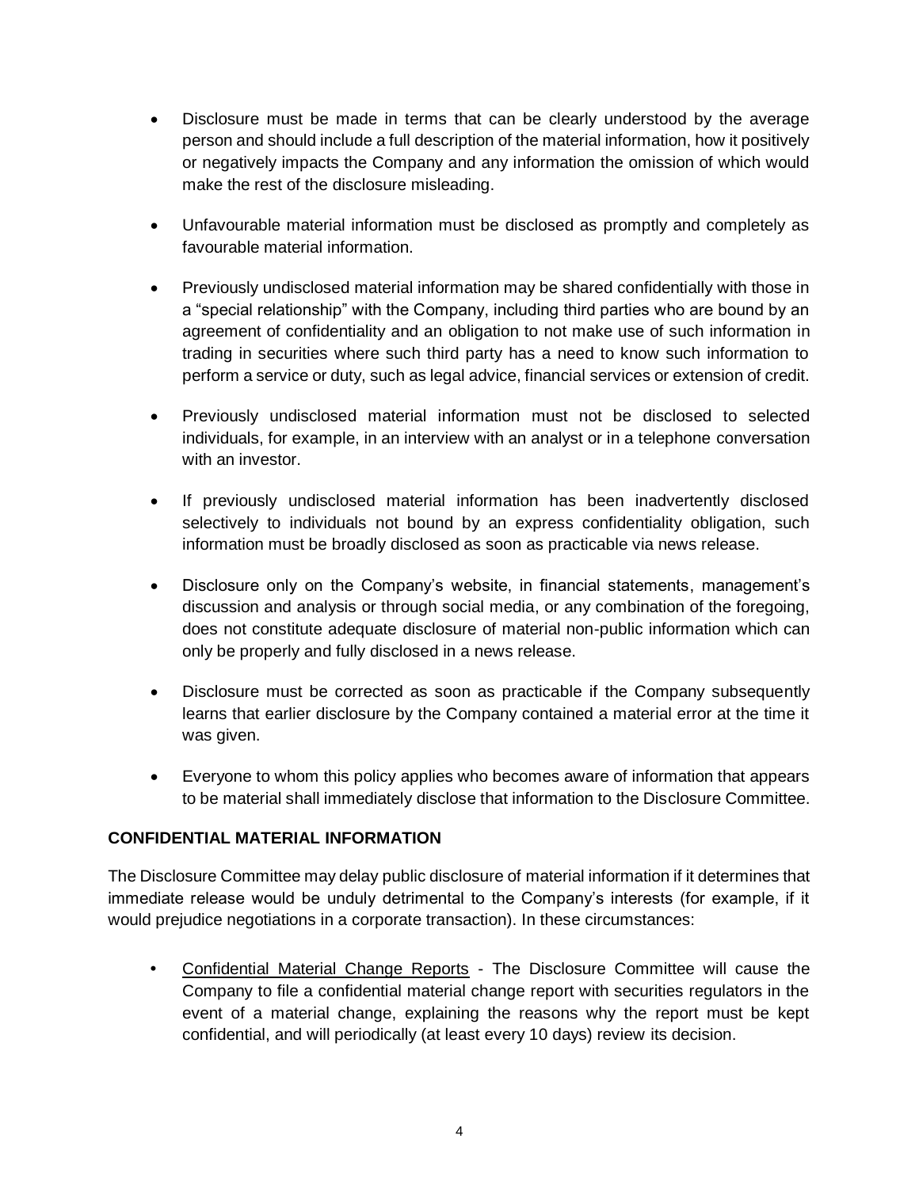- Disclosure must be made in terms that can be clearly understood by the average person and should include a full description of the material information, how it positively or negatively impacts the Company and any information the omission of which would make the rest of the disclosure misleading.

- Unfavourable material information must be disclosed as promptly and completely as favourable material information.

- Previously undisclosed material information may be shared confidentially with those in a "special relationship" with the Company, including third parties who are bound by an agreement of confidentiality and an obligation to not make use of such information in trading in securities where such third party has a need to know such information to perform a service or duty, such as legal advice, financial services or extension of credit.

- Previously undisclosed material information must not be disclosed to selected individuals, for example, in an interview with an analyst or in a telephone conversation with an investor.

- If previously undisclosed material information has been inadvertently disclosed selectively to individuals not bound by an express confidentiality obligation, such information must be broadly disclosed as soon as practicable via news release.

- Disclosure only on the Company's website, in financial statements, management's discussion and analysis or through social media, or any combination of the foregoing, does not constitute adequate disclosure of material non-public information which can only be properly and fully disclosed in a news release.

- Disclosure must be corrected as soon as practicable if the Company subsequently learns that earlier disclosure by the Company contained a material error at the time it was given.

- Everyone to whom this policy applies who becomes aware of information that appears to be material shall immediately disclose that information to the Disclosure Committee.

## CONFIDENTIAL MATERIAL INFORMATION

The Disclosure Committee may delay public disclosure of material information if it determines that immediate release would be unduly detrimental to the Company's interests (for example, if it would prejudice negotiations in a corporate transaction). In these circumstances:

- Confidential Material Change Reports - The Disclosure Committee will cause the Company to file a confidential material change report with securities regulators in the event of a material change, explaining the reasons why the report must be kept confidential, and will periodically (at least every 10 days) review its decision.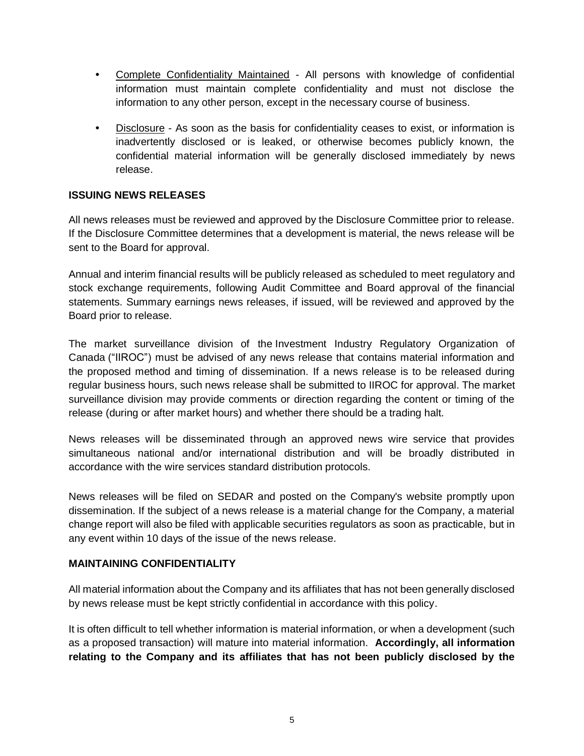- <u>Complete Confidentiality Maintained</u> - All persons with knowledge of confidential information must maintain complete confidentiality and must not disclose the information to any other person, except in the necessary course of business.
- <u>Disclosure</u> - As soon as the basis for confidentiality ceases to exist, or information is inadvertently disclosed or is leaked, or otherwise becomes publicly known, the confidential material information will be generally disclosed immediately by news release.

## ISSUING NEWS RELEASES

All news releases must be reviewed and approved by the Disclosure Committee prior to release. If the Disclosure Committee determines that a development is material, the news release will be sent to the Board for approval.

Annual and interim financial results will be publicly released as scheduled to meet regulatory and stock exchange requirements, following Audit Committee and Board approval of the financial statements. Summary earnings news releases, if issued, will be reviewed and approved by the Board prior to release.

The market surveillance division of the Investment Industry Regulatory Organization of Canada ("IIROC") must be advised of any news release that contains material information and the proposed method and timing of dissemination. If a news release is to be released during regular business hours, such news release shall be submitted to IIROC for approval. The market surveillance division may provide comments or direction regarding the content or timing of the release (during or after market hours) and whether there should be a trading halt.

News releases will be disseminated through an approved news wire service that provides simultaneous national and/or international distribution and will be broadly distributed in accordance with the wire services standard distribution protocols.

News releases will be filed on SEDAR and posted on the Company's website promptly upon dissemination. If the subject of a news release is a material change for the Company, a material change report will also be filed with applicable securities regulators as soon as practicable, but in any event within 10 days of the issue of the news release.

## MAINTAINING CONFIDENTIALITY

All material information about the Company and its affiliates that has not been generally disclosed by news release must be kept strictly confidential in accordance with this policy.

It is often difficult to tell whether information is material information, or when a development (such as a proposed transaction) will mature into material information. **Accordingly, all information relating to the Company and its affiliates that has not been publicly disclosed by the**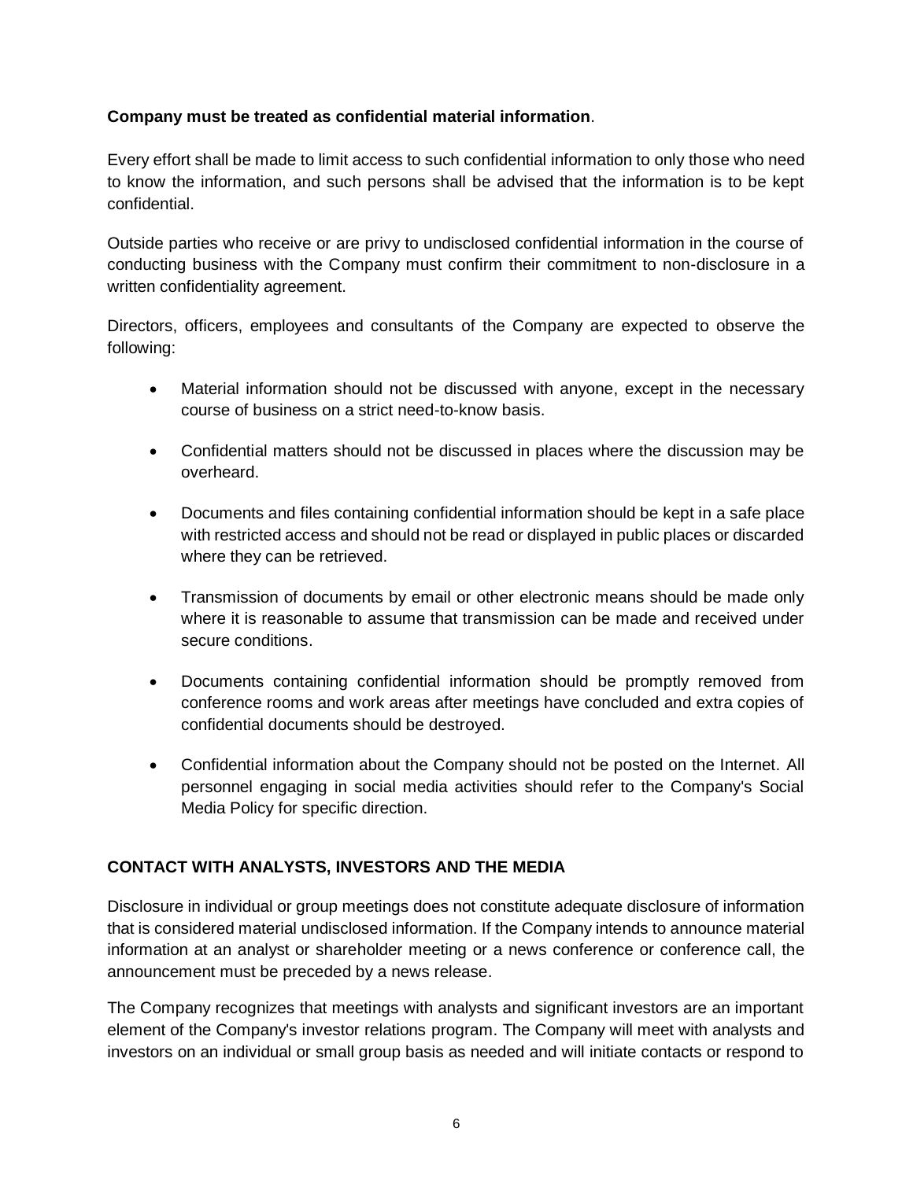**Company must be treated as confidential material information**.

Every effort shall be made to limit access to such confidential information to only those who need to know the information, and such persons shall be advised that the information is to be kept confidential.

Outside parties who receive or are privy to undisclosed confidential information in the course of conducting business with the Company must confirm their commitment to non-disclosure in a written confidentiality agreement.

Directors, officers, employees and consultants of the Company are expected to observe the following:

- Material information should not be discussed with anyone, except in the necessary course of business on a strict need-to-know basis.
- Confidential matters should not be discussed in places where the discussion may be overheard.
- Documents and files containing confidential information should be kept in a safe place with restricted access and should not be read or displayed in public places or discarded where they can be retrieved.
- Transmission of documents by email or other electronic means should be made only where it is reasonable to assume that transmission can be made and received under secure conditions.
- Documents containing confidential information should be promptly removed from conference rooms and work areas after meetings have concluded and extra copies of confidential documents should be destroyed.
- Confidential information about the Company should not be posted on the Internet. All personnel engaging in social media activities should refer to the Company's Social Media Policy for specific direction.

## CONTACT WITH ANALYSTS, INVESTORS AND THE MEDIA

Disclosure in individual or group meetings does not constitute adequate disclosure of information that is considered material undisclosed information. If the Company intends to announce material information at an analyst or shareholder meeting or a news conference or conference call, the announcement must be preceded by a news release.

The Company recognizes that meetings with analysts and significant investors are an important element of the Company's investor relations program. The Company will meet with analysts and investors on an individual or small group basis as needed and will initiate contacts or respond to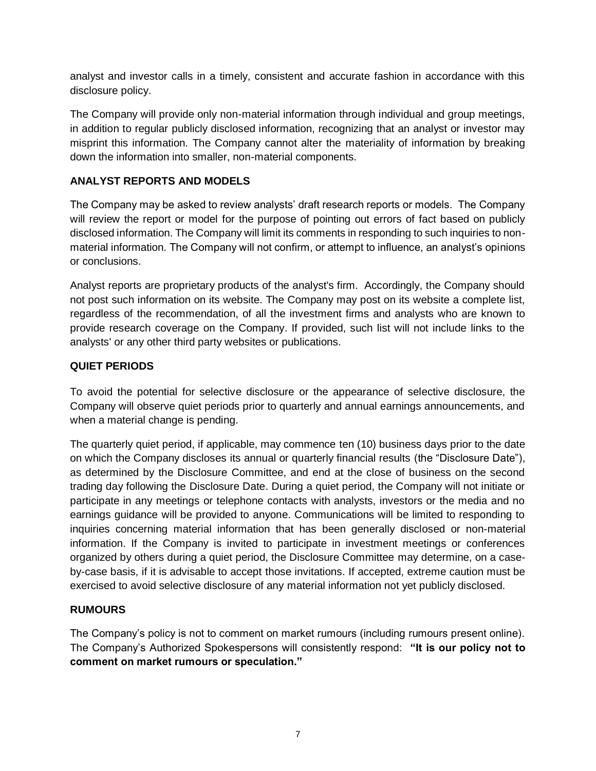analyst and investor calls in a timely, consistent and accurate fashion in accordance with this disclosure policy.

The Company will provide only non-material information through individual and group meetings, in addition to regular publicly disclosed information, recognizing that an analyst or investor may misprint this information. The Company cannot alter the materiality of information by breaking down the information into smaller, non-material components.

## ANALYST REPORTS AND MODELS

The Company may be asked to review analysts' draft research reports or models. The Company will review the report or model for the purpose of pointing out errors of fact based on publicly disclosed information. The Company will limit its comments in responding to such inquiries to non-material information. The Company will not confirm, or attempt to influence, an analyst's opinions or conclusions.

Analyst reports are proprietary products of the analyst's firm. Accordingly, the Company should not post such information on its website. The Company may post on its website a complete list, regardless of the recommendation, of all the investment firms and analysts who are known to provide research coverage on the Company. If provided, such list will not include links to the analysts' or any other third party websites or publications.

## QUIET PERIODS

To avoid the potential for selective disclosure or the appearance of selective disclosure, the Company will observe quiet periods prior to quarterly and annual earnings announcements, and when a material change is pending.

The quarterly quiet period, if applicable, may commence ten (10) business days prior to the date on which the Company discloses its annual or quarterly financial results (the "Disclosure Date"), as determined by the Disclosure Committee, and end at the close of business on the second trading day following the Disclosure Date. During a quiet period, the Company will not initiate or participate in any meetings or telephone contacts with analysts, investors or the media and no earnings guidance will be provided to anyone. Communications will be limited to responding to inquiries concerning material information that has been generally disclosed or non-material information. If the Company is invited to participate in investment meetings or conferences organized by others during a quiet period, the Disclosure Committee may determine, on a case-by-case basis, if it is advisable to accept those invitations. If accepted, extreme caution must be exercised to avoid selective disclosure of any material information not yet publicly disclosed.

## RUMOURS

The Company's policy is not to comment on market rumours (including rumours present online). The Company's Authorized Spokespersons will consistently respond: **"It is our policy not to comment on market rumours or speculation."**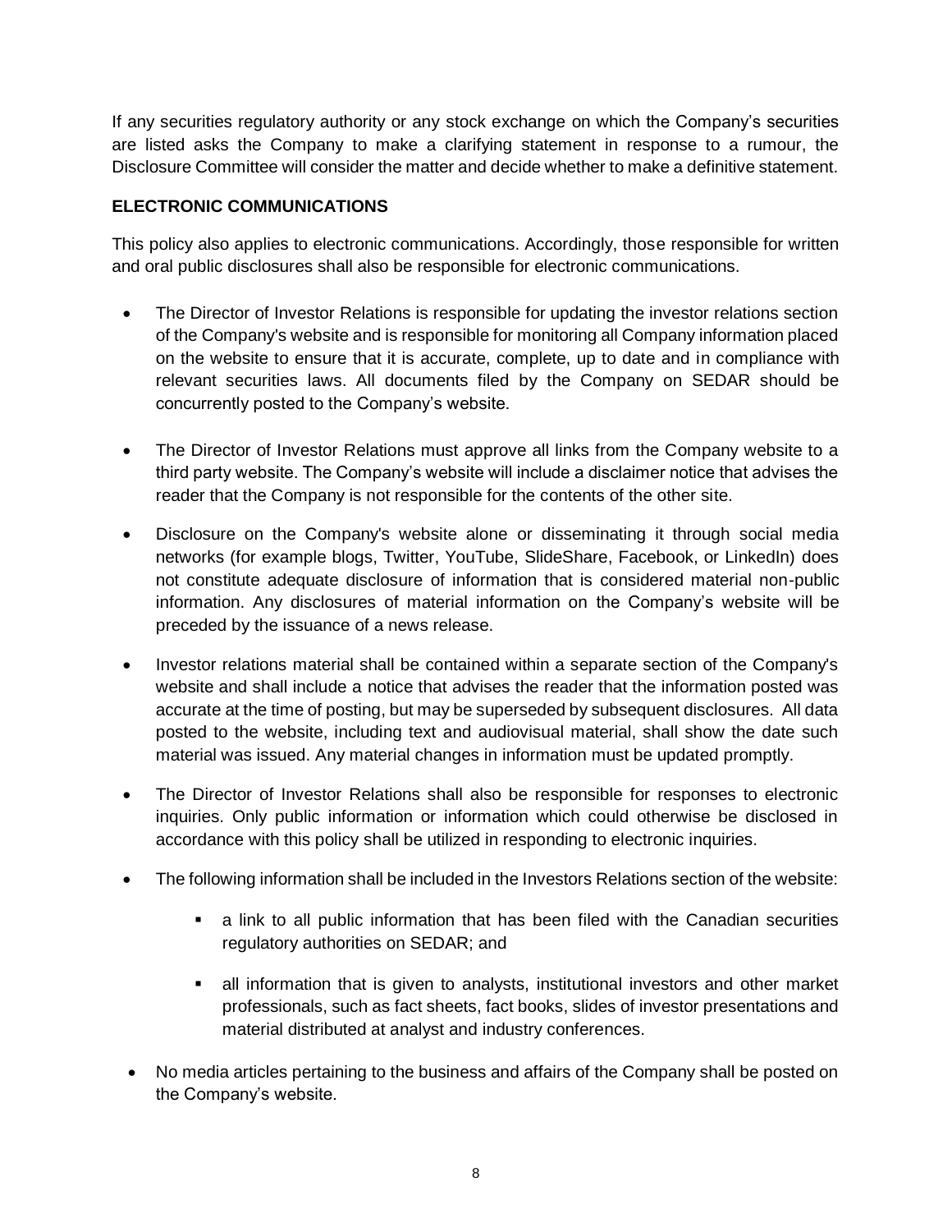If any securities regulatory authority or any stock exchange on which the Company's securities are listed asks the Company to make a clarifying statement in response to a rumour, the Disclosure Committee will consider the matter and decide whether to make a definitive statement.

**ELECTRONIC COMMUNICATIONS**

This policy also applies to electronic communications. Accordingly, those responsible for written and oral public disclosures shall also be responsible for electronic communications.

- The Director of Investor Relations is responsible for updating the investor relations section of the Company's website and is responsible for monitoring all Company information placed on the website to ensure that it is accurate, complete, up to date and in compliance with relevant securities laws. All documents filed by the Company on SEDAR should be concurrently posted to the Company's website.

- The Director of Investor Relations must approve all links from the Company website to a third party website. The Company's website will include a disclaimer notice that advises the reader that the Company is not responsible for the contents of the other site.

- Disclosure on the Company's website alone or disseminating it through social media networks (for example blogs, Twitter, YouTube, SlideShare, Facebook, or LinkedIn) does not constitute adequate disclosure of information that is considered material non-public information. Any disclosures of material information on the Company's website will be preceded by the issuance of a news release.

- Investor relations material shall be contained within a separate section of the Company's website and shall include a notice that advises the reader that the information posted was accurate at the time of posting, but may be superseded by subsequent disclosures. All data posted to the website, including text and audiovisual material, shall show the date such material was issued. Any material changes in information must be updated promptly.

- The Director of Investor Relations shall also be responsible for responses to electronic inquiries. Only public information or information which could otherwise be disclosed in accordance with this policy shall be utilized in responding to electronic inquiries.

- The following information shall be included in the Investors Relations section of the website:

  - a link to all public information that has been filed with the Canadian securities regulatory authorities on SEDAR; and

  - all information that is given to analysts, institutional investors and other market professionals, such as fact sheets, fact books, slides of investor presentations and material distributed at analyst and industry conferences.

- No media articles pertaining to the business and affairs of the Company shall be posted on the Company's website.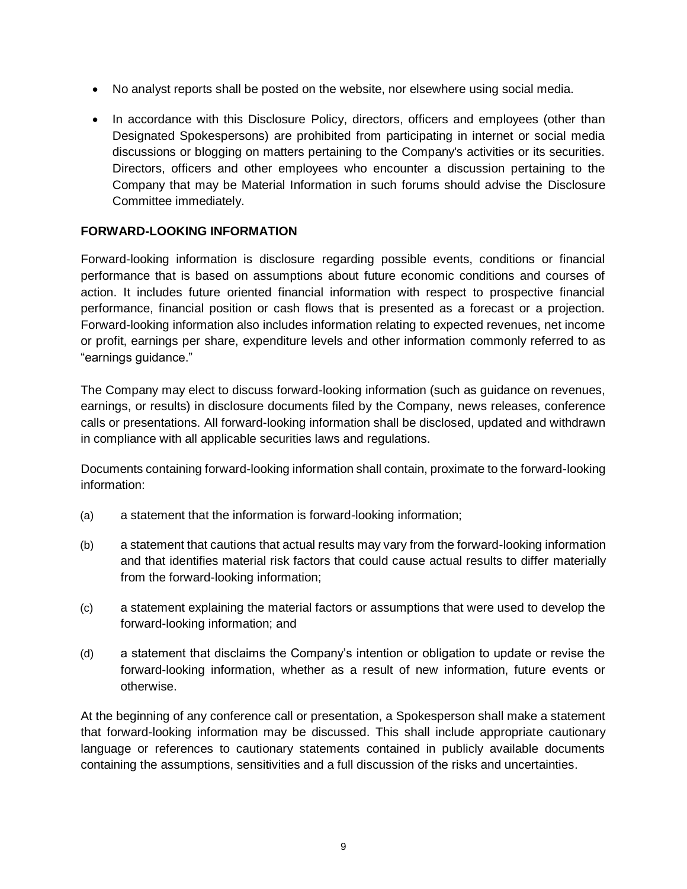- No analyst reports shall be posted on the website, nor elsewhere using social media.
- In accordance with this Disclosure Policy, directors, officers and employees (other than Designated Spokespersons) are prohibited from participating in internet or social media discussions or blogging on matters pertaining to the Company's activities or its securities. Directors, officers and other employees who encounter a discussion pertaining to the Company that may be Material Information in such forums should advise the Disclosure Committee immediately.

**FORWARD-LOOKING INFORMATION**

Forward-looking information is disclosure regarding possible events, conditions or financial performance that is based on assumptions about future economic conditions and courses of action. It includes future oriented financial information with respect to prospective financial performance, financial position or cash flows that is presented as a forecast or a projection. Forward-looking information also includes information relating to expected revenues, net income or profit, earnings per share, expenditure levels and other information commonly referred to as "earnings guidance."

The Company may elect to discuss forward-looking information (such as guidance on revenues, earnings, or results) in disclosure documents filed by the Company, news releases, conference calls or presentations. All forward-looking information shall be disclosed, updated and withdrawn in compliance with all applicable securities laws and regulations.

Documents containing forward-looking information shall contain, proximate to the forward-looking information:

(a) a statement that the information is forward-looking information;

(b) a statement that cautions that actual results may vary from the forward-looking information and that identifies material risk factors that could cause actual results to differ materially from the forward-looking information;

(c) a statement explaining the material factors or assumptions that were used to develop the forward-looking information; and

(d) a statement that disclaims the Company's intention or obligation to update or revise the forward-looking information, whether as a result of new information, future events or otherwise.

At the beginning of any conference call or presentation, a Spokesperson shall make a statement that forward-looking information may be discussed. This shall include appropriate cautionary language or references to cautionary statements contained in publicly available documents containing the assumptions, sensitivities and a full discussion of the risks and uncertainties.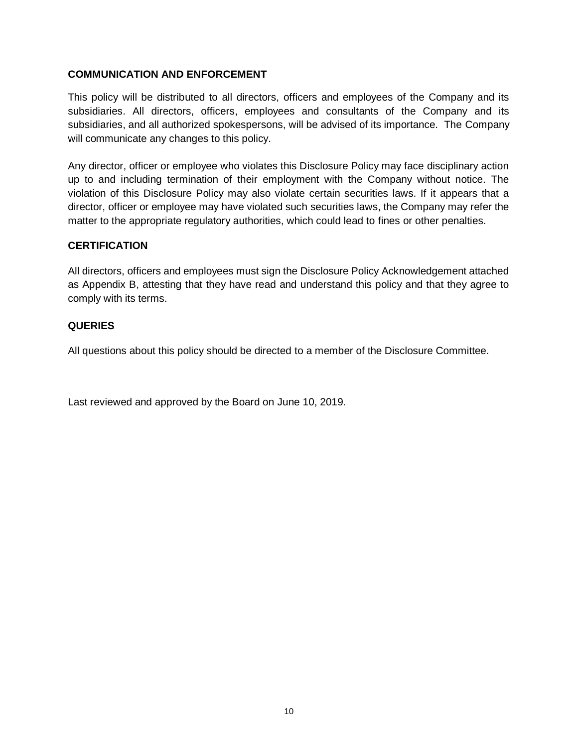## COMMUNICATION AND ENFORCEMENT

This policy will be distributed to all directors, officers and employees of the Company and its subsidiaries. All directors, officers, employees and consultants of the Company and its subsidiaries, and all authorized spokespersons, will be advised of its importance. The Company will communicate any changes to this policy.

Any director, officer or employee who violates this Disclosure Policy may face disciplinary action up to and including termination of their employment with the Company without notice. The violation of this Disclosure Policy may also violate certain securities laws. If it appears that a director, officer or employee may have violated such securities laws, the Company may refer the matter to the appropriate regulatory authorities, which could lead to fines or other penalties.

## CERTIFICATION

All directors, officers and employees must sign the Disclosure Policy Acknowledgement attached as Appendix B, attesting that they have read and understand this policy and that they agree to comply with its terms.

## QUERIES

All questions about this policy should be directed to a member of the Disclosure Committee.

Last reviewed and approved by the Board on June 10, 2019.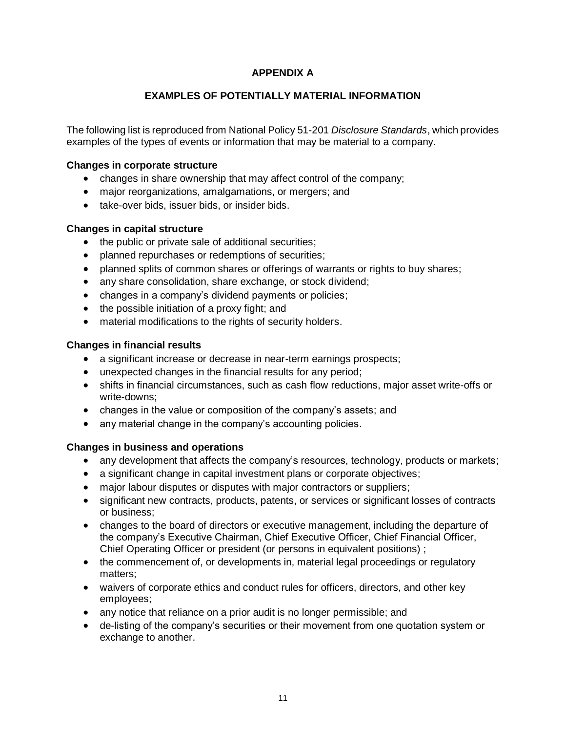# APPENDIX A

## EXAMPLES OF POTENTIALLY MATERIAL INFORMATION

The following list is reproduced from National Policy 51-201 *Disclosure Standards*, which provides examples of the types of events or information that may be material to a company.

**Changes in corporate structure**

- changes in share ownership that may affect control of the company;
- major reorganizations, amalgamations, or mergers; and
- take-over bids, issuer bids, or insider bids.

**Changes in capital structure**

- the public or private sale of additional securities;
- planned repurchases or redemptions of securities;
- planned splits of common shares or offerings of warrants or rights to buy shares;
- any share consolidation, share exchange, or stock dividend;
- changes in a company's dividend payments or policies;
- the possible initiation of a proxy fight; and
- material modifications to the rights of security holders.

**Changes in financial results**

- a significant increase or decrease in near-term earnings prospects;
- unexpected changes in the financial results for any period;
- shifts in financial circumstances, such as cash flow reductions, major asset write-offs or write-downs;
- changes in the value or composition of the company's assets; and
- any material change in the company's accounting policies.

**Changes in business and operations**

- any development that affects the company's resources, technology, products or markets;
- a significant change in capital investment plans or corporate objectives;
- major labour disputes or disputes with major contractors or suppliers;
- significant new contracts, products, patents, or services or significant losses of contracts or business;
- changes to the board of directors or executive management, including the departure of the company's Executive Chairman, Chief Executive Officer, Chief Financial Officer, Chief Operating Officer or president (or persons in equivalent positions) ;
- the commencement of, or developments in, material legal proceedings or regulatory matters;
- waivers of corporate ethics and conduct rules for officers, directors, and other key employees;
- any notice that reliance on a prior audit is no longer permissible; and
- de-listing of the company's securities or their movement from one quotation system or exchange to another.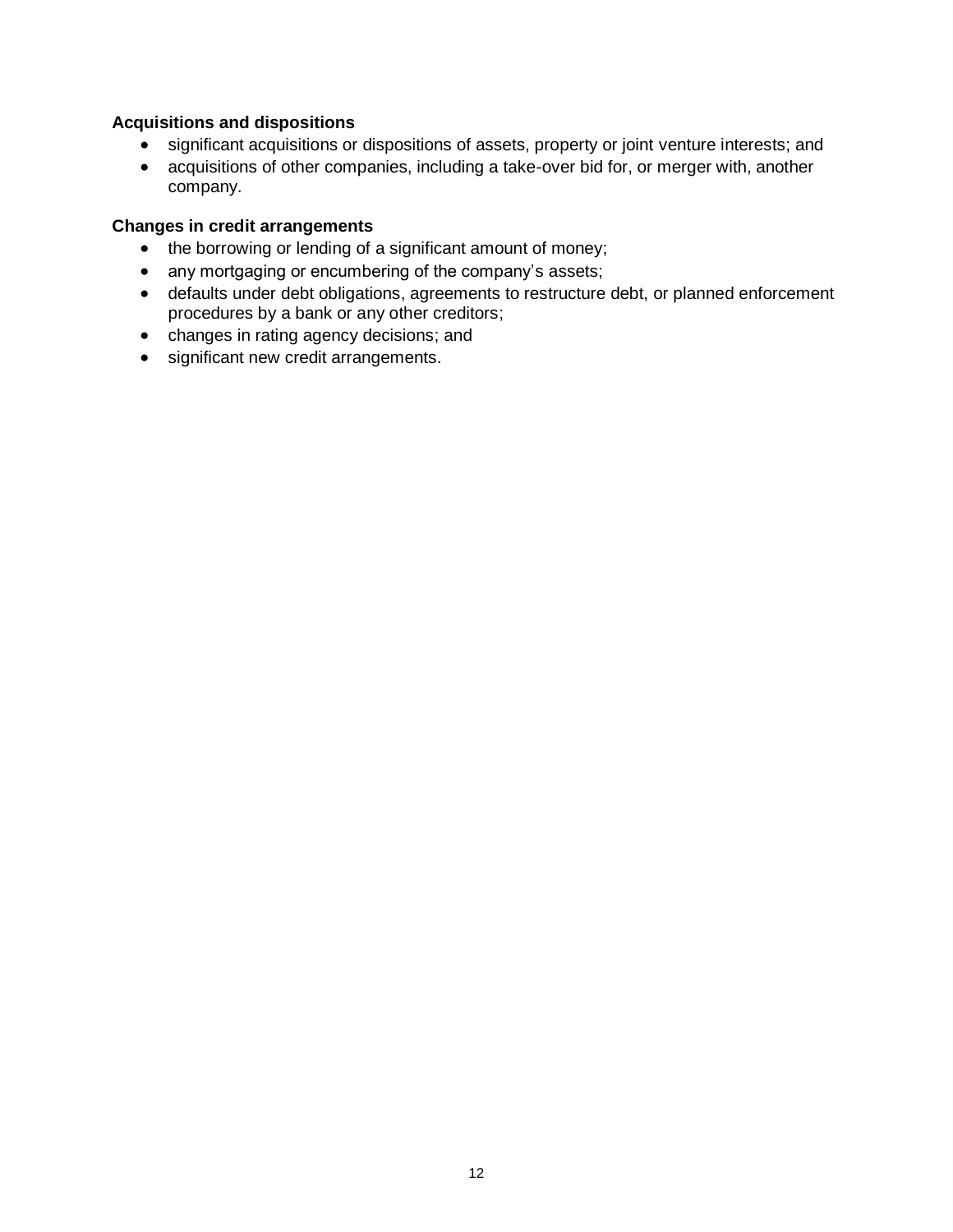**Acquisitions and dispositions**

- significant acquisitions or dispositions of assets, property or joint venture interests; and
- acquisitions of other companies, including a take-over bid for, or merger with, another company.

**Changes in credit arrangements**

- the borrowing or lending of a significant amount of money;
- any mortgaging or encumbering of the company's assets;
- defaults under debt obligations, agreements to restructure debt, or planned enforcement procedures by a bank or any other creditors;
- changes in rating agency decisions; and
- significant new credit arrangements.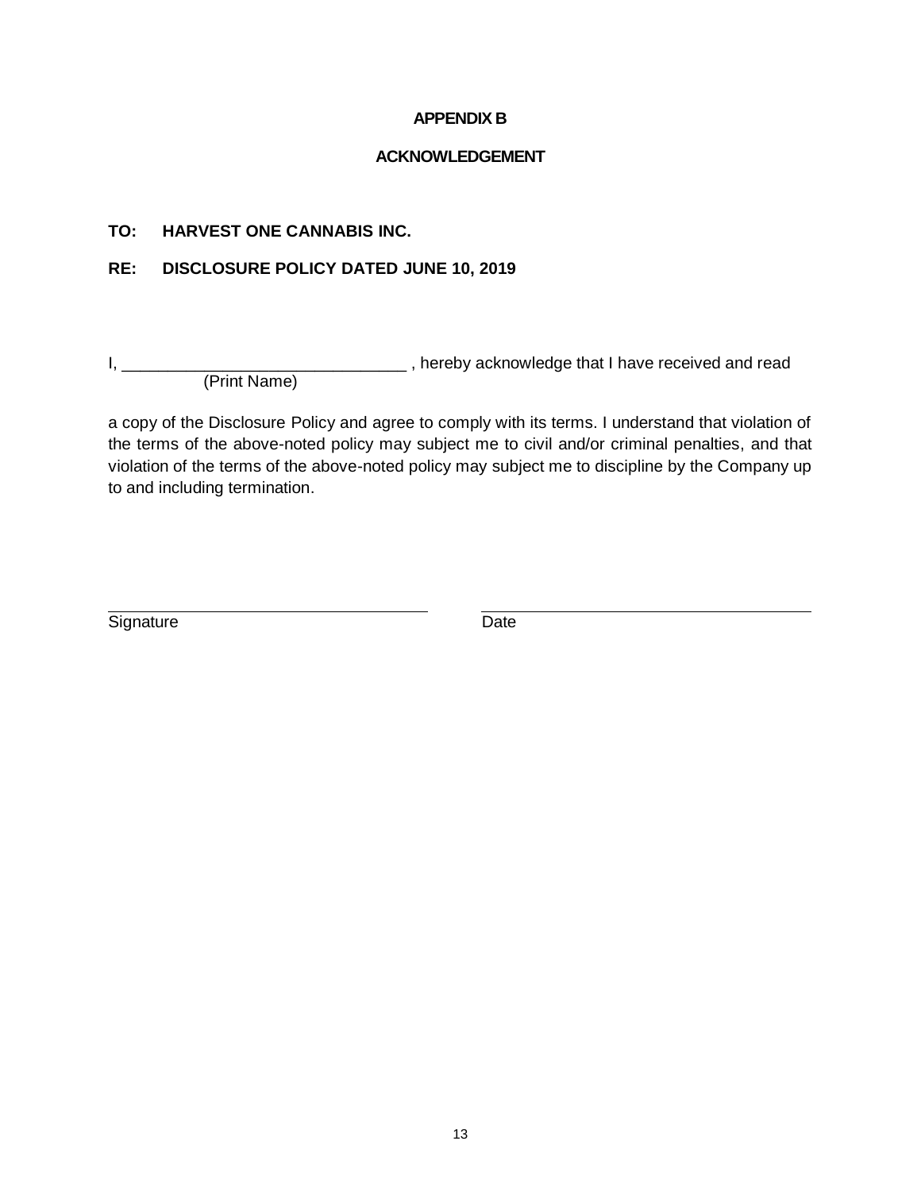# APPENDIX B

## ACKNOWLEDGEMENT

**TO: HARVEST ONE CANNABIS INC.**

**RE: DISCLOSURE POLICY DATED JUNE 10, 2019**

I, _______________________________ , hereby acknowledge that I have received and read
(Print Name)

a copy of the Disclosure Policy and agree to comply with its terms. I understand that violation of the terms of the above-noted policy may subject me to civil and/or criminal penalties, and that violation of the terms of the above-noted policy may subject me to discipline by the Company up to and including termination.

_______________________________ _______________________________
Signature Date